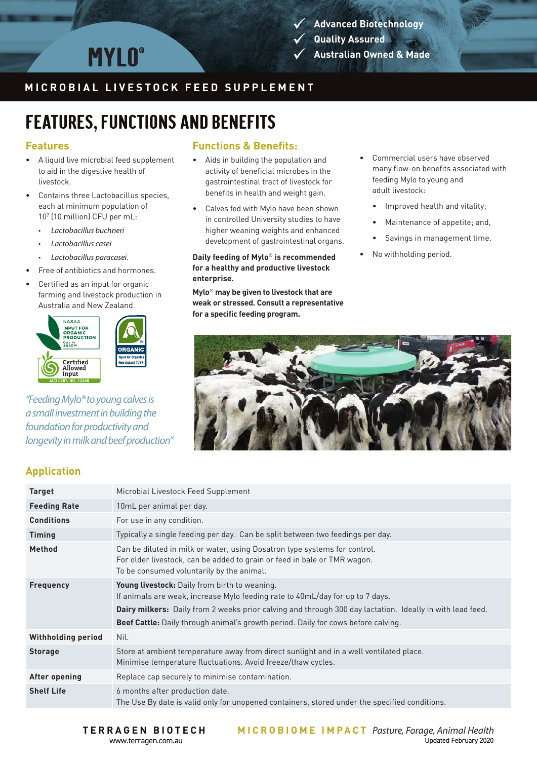# MYLO®

- ✓ Advanced Biotechnology
- ✓ Quality Assured
- ✓ Australian Owned & Made

## MICROBIAL LIVESTOCK FEED SUPPLEMENT

# FEATURES, FUNCTIONS AND BENEFITS

### Features

- A liquid live microbial feed supplement to aid in the digestive health of livestock.
- Contains three Lactobacillus species, each at minimum population of $10^7$ (10 million) CFU per mL:
  - *Lactobacillus buchneri*
  - *Lactobacillus casei*
  - *Lactobacillus paracasei.*
- Free of antibiotics and hormones.
- Certified as an input for organic farming and livestock production in Australia and New Zealand.

NASAA INPUT FOR ORGANIC PRODUCTION Cert No 3835M

Certified Allowed Input ACO CERT. NO. 12448

ORGANIC Input for Organics New Zealand 1099

*"Feeding Mylo® to young calves is a small investment in building the foundation for productivity and longevity in milk and beef production"*

### Functions & Benefits:

- Aids in building the population and activity of beneficial microbes in the gastrointestinal tract of livestock for benefits in health and weight gain.
- Calves fed with Mylo have been shown in controlled University studies to have higher weaning weights and enhanced development of gastrointestinal organs.

**Daily feeding of Mylo® is recommended for a healthy and productive livestock enterprise.**

**Mylo® may be given to livestock that are weak or stressed. Consult a representative for a specific feeding program.**

- Commercial users have observed many flow-on benefits associated with feeding Mylo to young and adult livestock:
  - Improved health and vitality;
  - Maintenance of appetite; and,
  - Savings in management time.
- No withholding period.

### Application

| | |
|---|---|
| **Target** | Microbial Livestock Feed Supplement |
| **Feeding Rate** | 10mL per animal per day. |
| **Conditions** | For use in any condition. |
| **Timing** | Typically a single feeding per day. Can be split between two feedings per day. |
| **Method** | Can be diluted in milk or water, using Dosatron type systems for control.<br>For older livestock, can be added to grain or feed in bale or TMR wagon.<br>To be consumed voluntarily by the animal. |
| **Frequency** | **Young livestock:** Daily from birth to weaning.<br>If animals are weak, increase Mylo feeding rate to 40mL/day for up to 7 days.<br>**Dairy milkers:** Daily from 2 weeks prior calving and through 300 day lactation. Ideally in with lead feed.<br>**Beef Cattle:** Daily through animal's growth period. Daily for cows before calving. |
| **Withholding period** | Nil. |
| **Storage** | Store at ambient temperature away from direct sunlight and in a well ventilated place.<br>Minimise temperature fluctuations. Avoid freeze/thaw cycles. |
| **After opening** | Replace cap securely to minimise contamination. |
| **Shelf Life** | 6 months after production date.<br>The Use By date is valid only for unopened containers, stored under the specified conditions. |

TERRAGEN BIOTECH
www.terragen.com.au

MICROBIOME IMPACT *Pasture, Forage, Animal Health*
Updated February 2020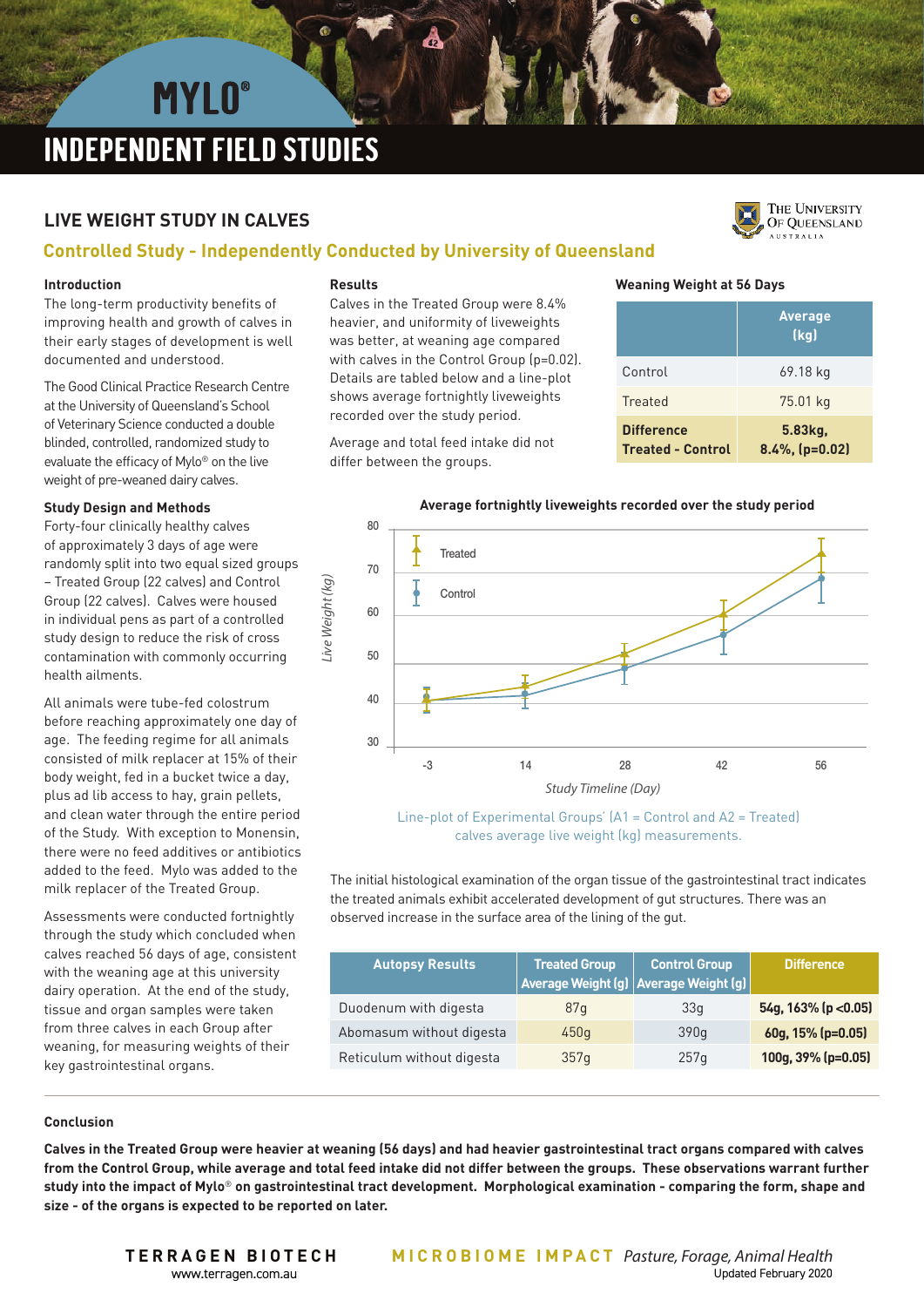# MYLO®

# INDEPENDENT FIELD STUDIES

## LIVE WEIGHT STUDY IN CALVES

THE UNIVERSITY OF QUEENSLAND AUSTRALIA

### Controlled Study - Independently Conducted by University of Queensland

**Introduction**

The long-term productivity benefits of improving health and growth of calves in their early stages of development is well documented and understood.

The Good Clinical Practice Research Centre at the University of Queensland's School of Veterinary Science conducted a double blinded, controlled, randomized study to evaluate the efficacy of Mylo® on the live weight of pre-weaned dairy calves.

**Study Design and Methods**

Forty-four clinically healthy calves of approximately 3 days of age were randomly split into two equal sized groups – Treated Group (22 calves) and Control Group (22 calves). Calves were housed in individual pens as part of a controlled study design to reduce the risk of cross contamination with commonly occurring health ailments.

All animals were tube-fed colostrum before reaching approximately one day of age. The feeding regime for all animals consisted of milk replacer at 15% of their body weight, fed in a bucket twice a day, plus ad lib access to hay, grain pellets, and clean water through the entire period of the Study. With exception to Monensin, there were no feed additives or antibiotics added to the feed. Mylo was added to the milk replacer of the Treated Group.

Assessments were conducted fortnightly through the study which concluded when calves reached 56 days of age, consistent with the weaning age at this university dairy operation. At the end of the study, tissue and organ samples were taken from three calves in each Group after weaning, for measuring weights of their key gastrointestinal organs.

**Results**

Calves in the Treated Group were 8.4% heavier, and uniformity of liveweights was better, at weaning age compared with calves in the Control Group (p=0.02). Details are tabled below and a line-plot shows average fortnightly liveweights recorded over the study period.

Average and total feed intake did not differ between the groups.

**Weaning Weight at 56 Days**

| | Average (kg) |
|---|---|
| Control | 69.18 kg |
| Treated | 75.01 kg |
| **Difference Treated - Control** | **5.83kg, 8.4%, (p=0.02)** |

**Average fortnightly liveweights recorded over the study period**

Treated
Control
Live Weight (kg)
80
70
60
50
40
30
-3
14
28
42
56
Study Timeline (Day)

Line-plot of Experimental Groups' (A1 = Control and A2 = Treated) calves average live weight (kg) measurements.

The initial histological examination of the organ tissue of the gastrointestinal tract indicates the treated animals exhibit accelerated development of gut structures. There was an observed increase in the surface area of the lining of the gut.

| Autopsy Results | Treated Group Average Weight (g) | Control Group Average Weight (g) | Difference |
|---|---|---|---|
| Duodenum with digesta | 87g | 33g | **54g, 163% (p <0.05)** |
| Abomasum without digesta | 450g | 390g | **60g, 15% (p=0.05)** |
| Reticulum without digesta | 357g | 257g | **100g, 39% (p=0.05)** |

**Conclusion**

**Calves in the Treated Group were heavier at weaning (56 days) and had heavier gastrointestinal tract organs compared with calves from the Control Group, while average and total feed intake did not differ between the groups. These observations warrant further study into the impact of Mylo® on gastrointestinal tract development. Morphological examination - comparing the form, shape and size - of the organs is expected to be reported on later.**

TERRAGEN BIOTECH
www.terragen.com.au

MICROBIOME IMPACT *Pasture, Forage, Animal Health*
Updated February 2020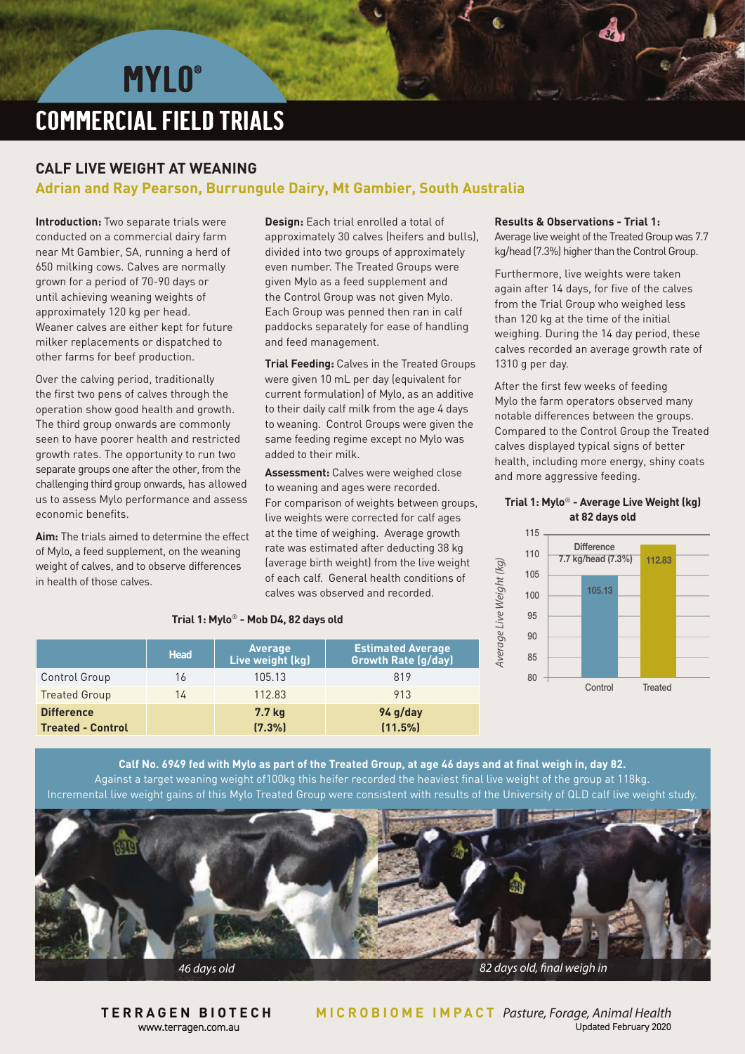# MYLO®

# COMMERCIAL FIELD TRIALS

## CALF LIVE WEIGHT AT WEANING

### Adrian and Ray Pearson, Burrungule Dairy, Mt Gambier, South Australia

**Introduction:** Two separate trials were conducted on a commercial dairy farm near Mt Gambier, SA, running a herd of 650 milking cows. Calves are normally grown for a period of 70-90 days or until achieving weaning weights of approximately 120 kg per head. Weaner calves are either kept for future milker replacements or dispatched to other farms for beef production.

Over the calving period, traditionally the first two pens of calves through the operation show good health and growth. The third group onwards are commonly seen to have poorer health and restricted growth rates. The opportunity to run two separate groups one after the other, from the challenging third group onwards, has allowed us to assess Mylo performance and assess economic benefits.

**Aim:** The trials aimed to determine the effect of Mylo, a feed supplement, on the weaning weight of calves, and to observe differences in health of those calves.

**Design:** Each trial enrolled a total of approximately 30 calves (heifers and bulls), divided into two groups of approximately even number. The Treated Groups were given Mylo as a feed supplement and the Control Group was not given Mylo. Each Group was penned then ran in calf paddocks separately for ease of handling and feed management.

**Trial Feeding:** Calves in the Treated Groups were given 10 mL per day (equivalent for current formulation) of Mylo, as an additive to their daily calf milk from the age 4 days to weaning. Control Groups were given the same feeding regime except no Mylo was added to their milk.

**Assessment:** Calves were weighed close to weaning and ages were recorded. For comparison of weights between groups, live weights were corrected for calf ages at the time of weighing. Average growth rate was estimated after deducting 38 kg (average birth weight) from the live weight of each calf. General health conditions of calves was observed and recorded.

**Trial 1: Mylo® - Mob D4, 82 days old**

| | Head | Average Live weight (kg) | Estimated Average Growth Rate (g/day) |
|---|---|---|---|
| Control Group | 16 | 105.13 | 819 |
| Treated Group | 14 | 112.83 | 913 |
| **Difference Treated - Control** | | **7.7 kg (7.3%)** | **94 g/day (11.5%)** |

**Results & Observations - Trial 1:**
Average live weight of the Treated Group was 7.7 kg/head (7.3%) higher than the Control Group.

Furthermore, live weights were taken again after 14 days, for five of the calves from the Trial Group who weighed less than 120 kg at the time of the initial weighing. During the 14 day period, these calves recorded an average growth rate of 1310 g per day.

After the first few weeks of feeding Mylo the farm operators observed many notable differences between the groups. Compared to the Control Group the Treated calves displayed typical signs of better health, including more energy, shiny coats and more aggressive feeding.

**Trial 1: Mylo® - Average Live Weight (kg) at 82 days old**

Average Live Weight (kg)
115
110
105
100
95
90
85
80
Difference
7.7 kg/head (7.3%)
105.13
112.83
Control
Treated

**Calf No. 6949 fed with Mylo as part of the Treated Group, at age 46 days and at final weigh in, day 82.**
Against a target weaning weight of100kg this heifer recorded the heaviest final live weight of the group at 118kg.
Incremental live weight gains of this Mylo Treated Group were consistent with results of the University of QLD calf live weight study.

*46 days old*

*82 days old, final weigh in*

**TERRAGEN BIOTECH**
www.terragen.com.au

**MICROBIOME IMPACT** *Pasture, Forage, Animal Health*
Updated February 2020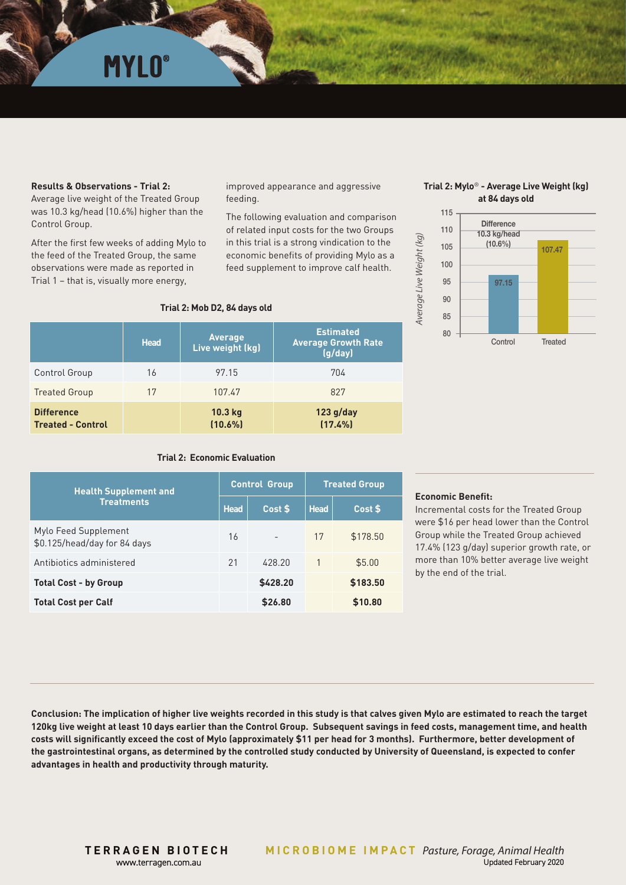MYLO®

**Results & Observations - Trial 2:**
Average live weight of the Treated Group was 10.3 kg/head (10.6%) higher than the Control Group.

After the first few weeks of adding Mylo to the feed of the Treated Group, the same observations were made as reported in Trial 1 – that is, visually more energy, improved appearance and aggressive feeding.

The following evaluation and comparison of related input costs for the two Groups in this trial is a strong vindication to the economic benefits of providing Mylo as a feed supplement to improve calf health.

**Trial 2: Mylo® - Average Live Weight (kg) at 84 days old**

Average Live Weight (kg)

115
110
105
100
95
90
85
80

Difference
10.3 kg/head
(10.6%)

97.15
107.47

Control
Treated

**Trial 2: Mob D2, 84 days old**

| | Head | Average Live weight (kg) | Estimated Average Growth Rate (g/day) |
|---|---|---|---|
| Control Group | 16 | 97.15 | 704 |
| Treated Group | 17 | 107.47 | 827 |
| **Difference Treated - Control** | | **10.3 kg (10.6%)** | **123 g/day (17.4%)** |

**Trial 2: Economic Evaluation**

| Health Supplement and Treatments | Control Group | | Treated Group | |
|---|---|---|---|---|
| | Head | Cost $ | Head | Cost $ |
| Mylo Feed Supplement $0.125/head/day for 84 days | 16 | - | 17 | $178.50 |
| Antibiotics administered | 21 | 428.20 | 1 | $5.00 |
| **Total Cost - by Group** | | **$428.20** | | **$183.50** |
| **Total Cost per Calf** | | **$26.80** | | **$10.80** |

**Economic Benefit:**
Incremental costs for the Treated Group were $16 per head lower than the Control Group while the Treated Group achieved 17.4% (123 g/day) superior growth rate, or more than 10% better average live weight by the end of the trial.

**Conclusion: The implication of higher live weights recorded in this study is that calves given Mylo are estimated to reach the target 120kg live weight at least 10 days earlier than the Control Group. Subsequent savings in feed costs, management time, and health costs will significantly exceed the cost of Mylo (approximately $11 per head for 3 months). Furthermore, better development of the gastrointestinal organs, as determined by the controlled study conducted by University of Queensland, is expected to confer advantages in health and productivity through maturity.**

TERRAGEN BIOTECH
www.terragen.com.au

MICROBIOME IMPACT *Pasture, Forage, Animal Health*
Updated February 2020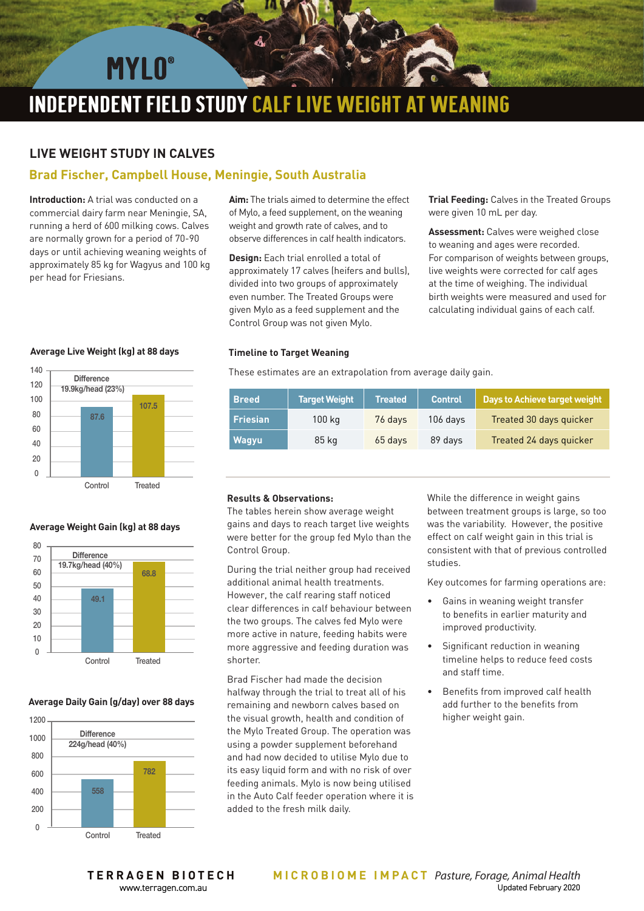MYLO®

# INDEPENDENT FIELD STUDY CALF LIVE WEIGHT AT WEANING

## LIVE WEIGHT STUDY IN CALVES

### Brad Fischer, Campbell House, Meningie, South Australia

**Introduction:** A trial was conducted on a commercial dairy farm near Meningie, SA, running a herd of 600 milking cows. Calves are normally grown for a period of 70-90 days or until achieving weaning weights of approximately 85 kg for Wagyus and 100 kg per head for Friesians.

**Aim:** The trials aimed to determine the effect of Mylo, a feed supplement, on the weaning weight and growth rate of calves, and to observe differences in calf health indicators.

**Design:** Each trial enrolled a total of approximately 17 calves (heifers and bulls), divided into two groups of approximately even number. The Treated Groups were given Mylo as a feed supplement and the Control Group was not given Mylo.

**Trial Feeding:** Calves in the Treated Groups were given 10 mL per day.

**Assessment:** Calves were weighed close to weaning and ages were recorded. For comparison of weights between groups, live weights were corrected for calf ages at the time of weighing. The individual birth weights were measured and used for calculating individual gains of each calf.

**Average Live Weight (kg) at 88 days**

Difference
19.9kg/head (23%)
87.6
107.5
Control
Treated

**Average Weight Gain (kg) at 88 days**

Difference
19.7kg/head (40%)
49.1
68.8
Control
Treated

**Average Daily Gain (g/day) over 88 days**

Difference
224g/head (40%)
558
782
Control
Treated

**Timeline to Target Weaning**

These estimates are an extrapolation from average daily gain.

| Breed | Target Weight | Treated | Control | Days to Achieve target weight |
|---|---|---|---|---|
| Friesian | 100 kg | 76 days | 106 days | Treated 30 days quicker |
| Wagyu | 85 kg | 65 days | 89 days | Treated 24 days quicker |

**Results & Observations:**

The tables herein show average weight gains and days to reach target live weights were better for the group fed Mylo than the Control Group.

During the trial neither group had received additional animal health treatments. However, the calf rearing staff noticed clear differences in calf behaviour between the two groups. The calves fed Mylo were more active in nature, feeding habits were more aggressive and feeding duration was shorter.

Brad Fischer had made the decision halfway through the trial to treat all of his remaining and newborn calves based on the visual growth, health and condition of the Mylo Treated Group. The operation was using a powder supplement beforehand and had now decided to utilise Mylo due to its easy liquid form and with no risk of over feeding animals. Mylo is now being utilised in the Auto Calf feeder operation where it is added to the fresh milk daily.

While the difference in weight gains between treatment groups is large, so too was the variability. However, the positive effect on calf weight gain in this trial is consistent with that of previous controlled studies.

Key outcomes for farming operations are:

- Gains in weaning weight transfer to benefits in earlier maturity and improved productivity.
- Significant reduction in weaning timeline helps to reduce feed costs and staff time.
- Benefits from improved calf health add further to the benefits from higher weight gain.

TERRAGEN BIOTECH
www.terragen.com.au

MICROBIOME IMPACT *Pasture, Forage, Animal Health*
Updated February 2020